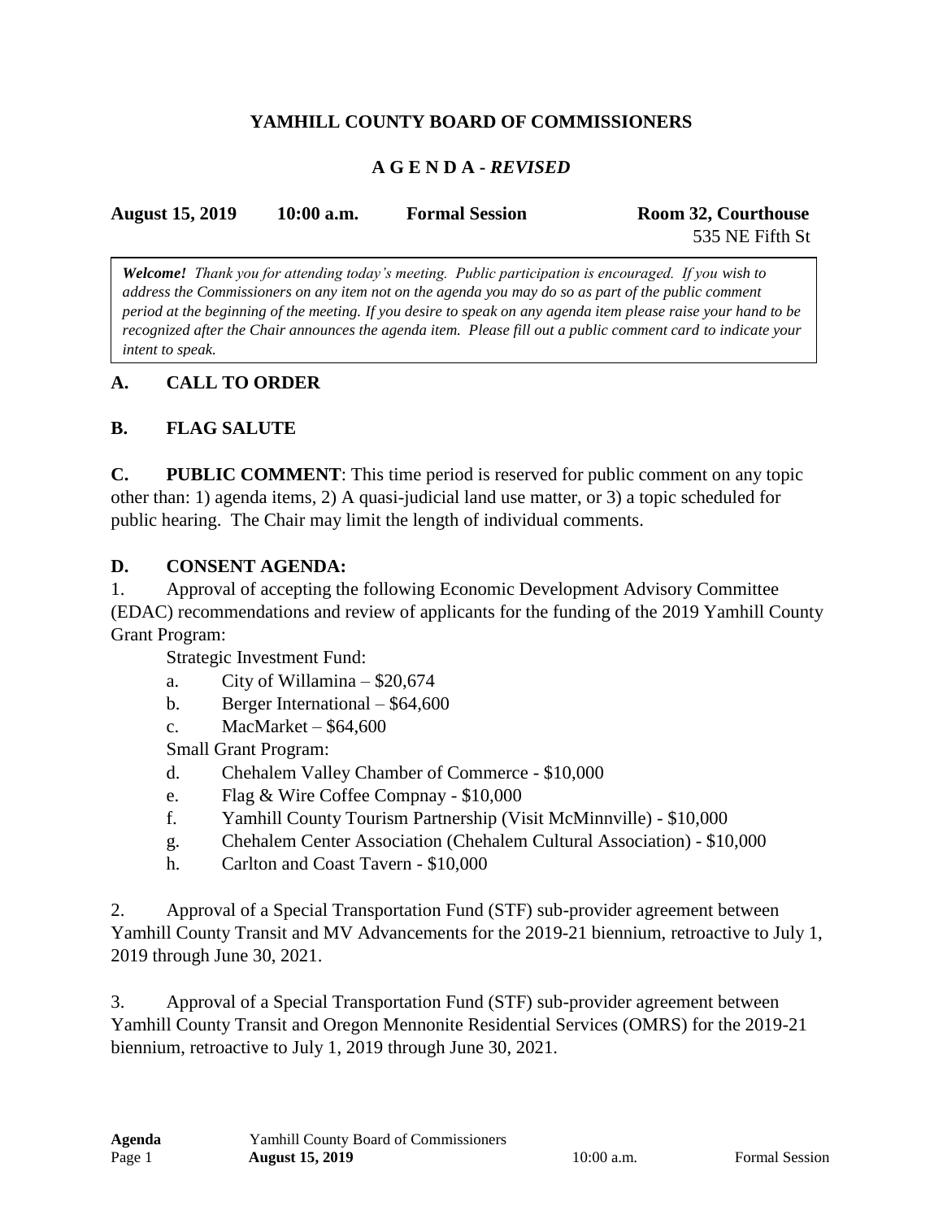# YAMHILL COUNTY BOARD OF COMMISSIONERS

## A G E N D A - *REVISED*

**August 15, 2019** **10:00 a.m.** **Formal Session** **Room 32, Courthouse**
535 NE Fifth St

***Welcome!*** *Thank you for attending today's meeting. Public participation is encouraged. If you wish to address the Commissioners on any item not on the agenda you may do so as part of the public comment period at the beginning of the meeting. If you desire to speak on any agenda item please raise your hand to be recognized after the Chair announces the agenda item. Please fill out a public comment card to indicate your intent to speak.*

### A. CALL TO ORDER

### B. FLAG SALUTE

**C. PUBLIC COMMENT**: This time period is reserved for public comment on any topic other than: 1) agenda items, 2) A quasi-judicial land use matter, or 3) a topic scheduled for public hearing. The Chair may limit the length of individual comments.

### D. CONSENT AGENDA:

1. Approval of accepting the following Economic Development Advisory Committee (EDAC) recommendations and review of applicants for the funding of the 2019 Yamhill County Grant Program:

   Strategic Investment Fund:

   a. City of Willamina – $20,674
   b. Berger International – $64,600
   c. MacMarket – $64,600

   Small Grant Program:

   d. Chehalem Valley Chamber of Commerce - $10,000
   e. Flag & Wire Coffee Compnay - $10,000
   f. Yamhill County Tourism Partnership (Visit McMinnville) - $10,000
   g. Chehalem Center Association (Chehalem Cultural Association) - $10,000
   h. Carlton and Coast Tavern - $10,000

2. Approval of a Special Transportation Fund (STF) sub-provider agreement between Yamhill County Transit and MV Advancements for the 2019-21 biennium, retroactive to July 1, 2019 through June 30, 2021.

3. Approval of a Special Transportation Fund (STF) sub-provider agreement between Yamhill County Transit and Oregon Mennonite Residential Services (OMRS) for the 2019-21 biennium, retroactive to July 1, 2019 through June 30, 2021.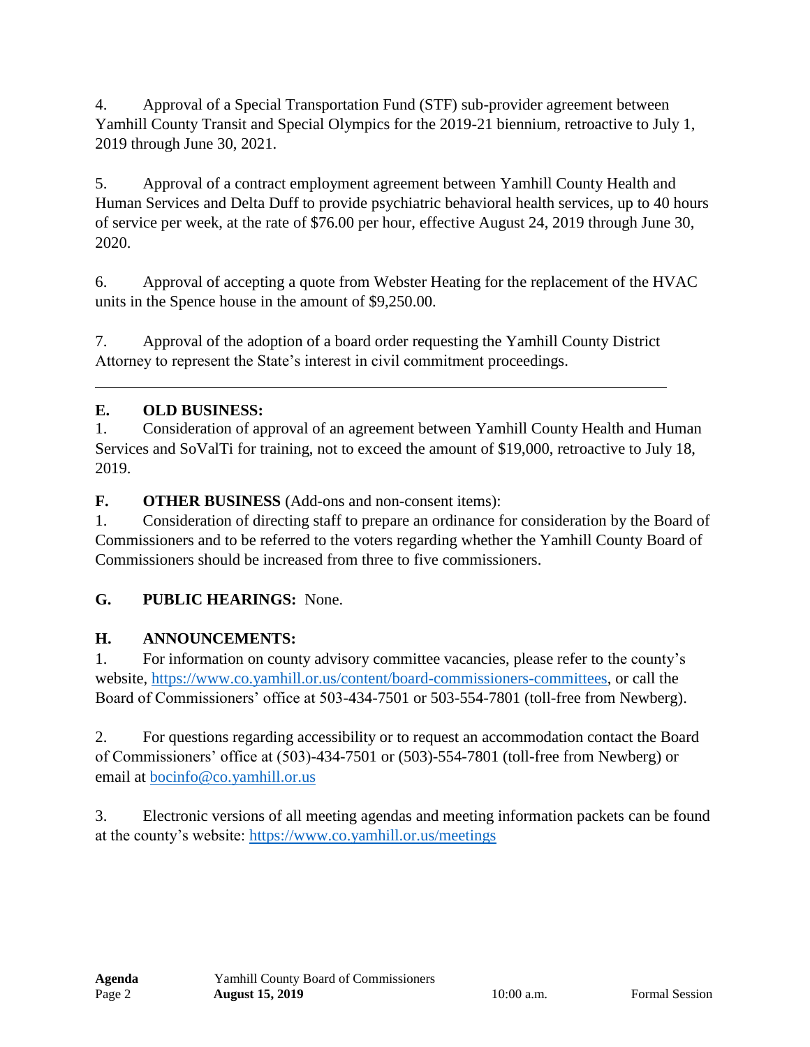4. Approval of a Special Transportation Fund (STF) sub-provider agreement between Yamhill County Transit and Special Olympics for the 2019-21 biennium, retroactive to July 1, 2019 through June 30, 2021.

5. Approval of a contract employment agreement between Yamhill County Health and Human Services and Delta Duff to provide psychiatric behavioral health services, up to 40 hours of service per week, at the rate of $76.00 per hour, effective August 24, 2019 through June 30, 2020.

6. Approval of accepting a quote from Webster Heating for the replacement of the HVAC units in the Spence house in the amount of $9,250.00.

7. Approval of the adoption of a board order requesting the Yamhill County District Attorney to represent the State's interest in civil commitment proceedings.

---

**E. OLD BUSINESS:**

1. Consideration of approval of an agreement between Yamhill County Health and Human Services and SoValTi for training, not to exceed the amount of $19,000, retroactive to July 18, 2019.

**F. OTHER BUSINESS** (Add-ons and non-consent items):

1. Consideration of directing staff to prepare an ordinance for consideration by the Board of Commissioners and to be referred to the voters regarding whether the Yamhill County Board of Commissioners should be increased from three to five commissioners.

**G. PUBLIC HEARINGS:** None.

**H. ANNOUNCEMENTS:**

1. For information on county advisory committee vacancies, please refer to the county's website, https://www.co.yamhill.or.us/content/board-commissioners-committees, or call the Board of Commissioners' office at 503-434-7501 or 503-554-7801 (toll-free from Newberg).

2. For questions regarding accessibility or to request an accommodation contact the Board of Commissioners' office at (503)-434-7501 or (503)-554-7801 (toll-free from Newberg) or email at bocinfo@co.yamhill.or.us

3. Electronic versions of all meeting agendas and meeting information packets can be found at the county's website: https://www.co.yamhill.or.us/meetings